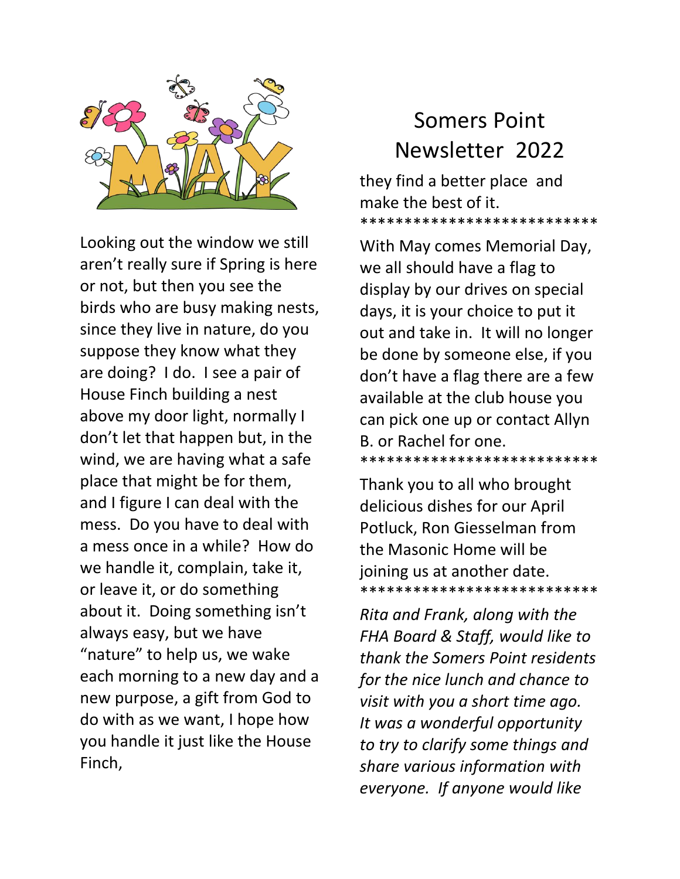# Somers Point Newsletter 2022

Looking out the window we still aren't really sure if Spring is here or not, but then you see the birds who are busy making nests, since they live in nature, do you suppose they know what they are doing? I do. I see a pair of House Finch building a nest above my door light, normally I don't let that happen but, in the wind, we are having what a safe place that might be for them, and I figure I can deal with the mess. Do you have to deal with a mess once in a while? How do we handle it, complain, take it, or leave it, or do something about it. Doing something isn't always easy, but we have "nature" to help us, we wake each morning to a new day and a new purpose, a gift from God to do with as we want, I hope how you handle it just like the House Finch, they find a better place and make the best of it.

***************************

With May comes Memorial Day, we all should have a flag to display by our drives on special days, it is your choice to put it out and take in. It will no longer be done by someone else, if you don't have a flag there are a few available at the club house you can pick one up or contact Allyn B. or Rachel for one.

***************************

Thank you to all who brought delicious dishes for our April Potluck, Ron Giesselman from the Masonic Home will be joining us at another date.

***************************

*Rita and Frank, along with the FHA Board & Staff, would like to thank the Somers Point residents for the nice lunch and chance to visit with you a short time ago. It was a wonderful opportunity to try to clarify some things and share various information with everyone. If anyone would like*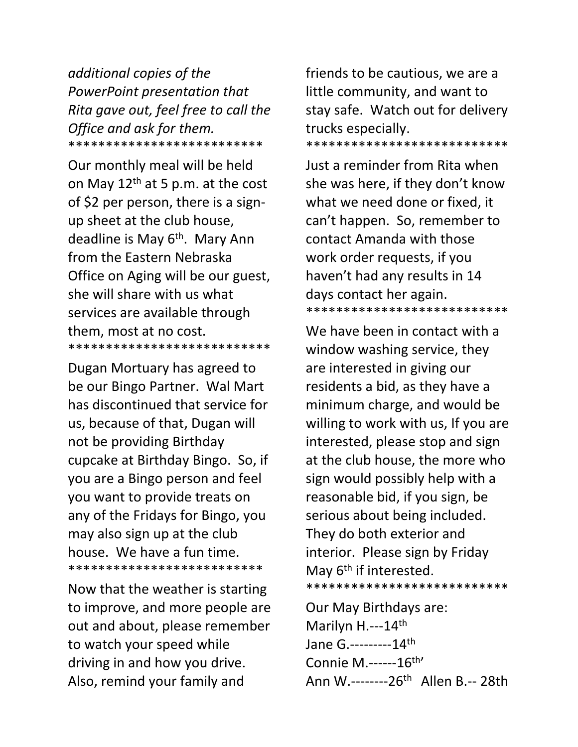*additional copies of the PowerPoint presentation that Rita gave out, feel free to call the Office and ask for them.*

*************************

Our monthly meal will be held on May 12th at 5 p.m. at the cost of $2 per person, there is a sign-up sheet at the club house, deadline is May 6th. Mary Ann from the Eastern Nebraska Office on Aging will be our guest, she will share with us what services are available through them, most at no cost.

***************************

Dugan Mortuary has agreed to be our Bingo Partner. Wal Mart has discontinued that service for us, because of that, Dugan will not be providing Birthday cupcake at Birthday Bingo. So, if you are a Bingo person and feel you want to provide treats on any of the Fridays for Bingo, you may also sign up at the club house. We have a fun time.

**************************

Now that the weather is starting to improve, and more people are out and about, please remember to watch your speed while driving in and how you drive. Also, remind your family and friends to be cautious, we are a little community, and want to stay safe. Watch out for delivery trucks especially.

***************************

Just a reminder from Rita when she was here, if they don't know what we need done or fixed, it can't happen. So, remember to contact Amanda with those work order requests, if you haven't had any results in 14 days contact her again.

***************************

We have been in contact with a window washing service, they are interested in giving our residents a bid, as they have a minimum charge, and would be willing to work with us, If you are interested, please stop and sign at the club house, the more who sign would possibly help with a reasonable bid, if you sign, be serious about being included. They do both exterior and interior. Please sign by Friday May 6th if interested.

***************************

Our May Birthdays are:
Marilyn H.---14th
Jane G.---------14th
Connie M.------16th'
Ann W.--------26th Allen B.-- 28th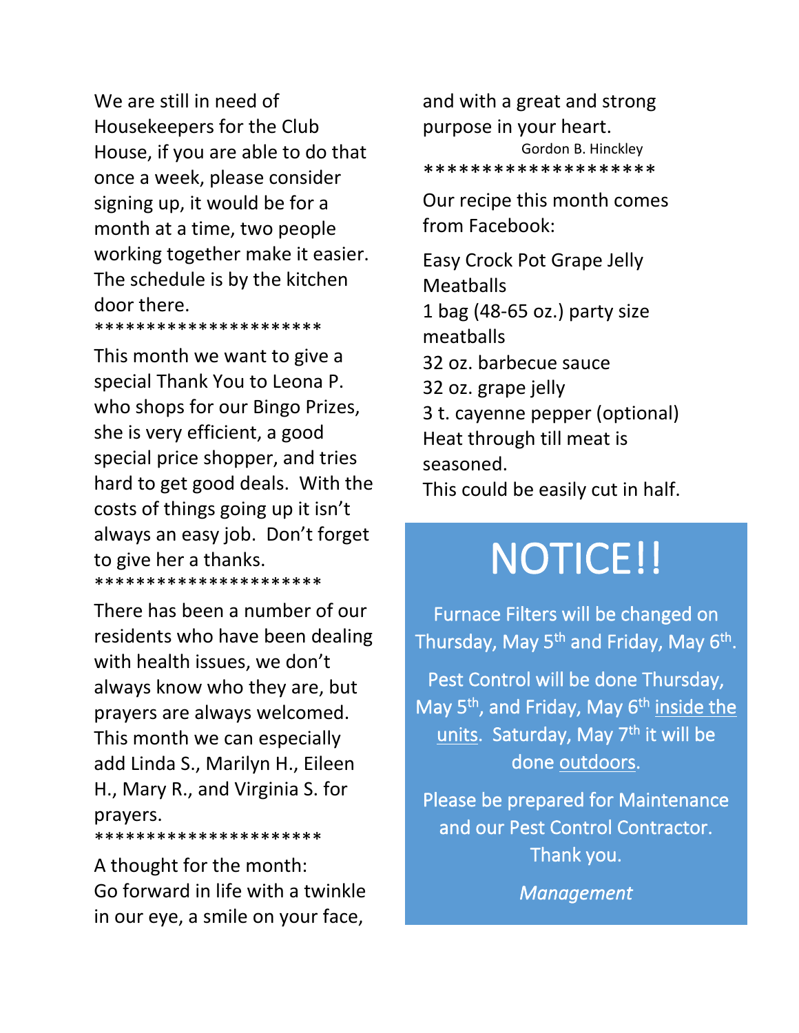We are still in need of Housekeepers for the Club House, if you are able to do that once a week, please consider signing up, it would be for a month at a time, two people working together make it easier. The schedule is by the kitchen door there.

*********************

This month we want to give a special Thank You to Leona P. who shops for our Bingo Prizes, she is very efficient, a good special price shopper, and tries hard to get good deals. With the costs of things going up it isn't always an easy job. Don't forget to give her a thanks.

*********************

There has been a number of our residents who have been dealing with health issues, we don't always know who they are, but prayers are always welcomed. This month we can especially add Linda S., Marilyn H., Eileen H., Mary R., and Virginia S. for prayers.

*********************

A thought for the month:
Go forward in life with a twinkle in our eye, a smile on your face, and with a great and strong purpose in your heart.

Gordon B. Hinckley

********************

Our recipe this month comes from Facebook:

Easy Crock Pot Grape Jelly Meatballs
1 bag (48-65 oz.) party size meatballs
32 oz. barbecue sauce
32 oz. grape jelly
3 t. cayenne pepper (optional)
Heat through till meat is seasoned.
This could be easily cut in half.

# NOTICE!!

Furnace Filters will be changed on Thursday, May 5th and Friday, May 6th.

Pest Control will be done Thursday, May 5th, and Friday, May 6th inside the units. Saturday, May 7th it will be done outdoors.

Please be prepared for Maintenance and our Pest Control Contractor. Thank you.

*Management*